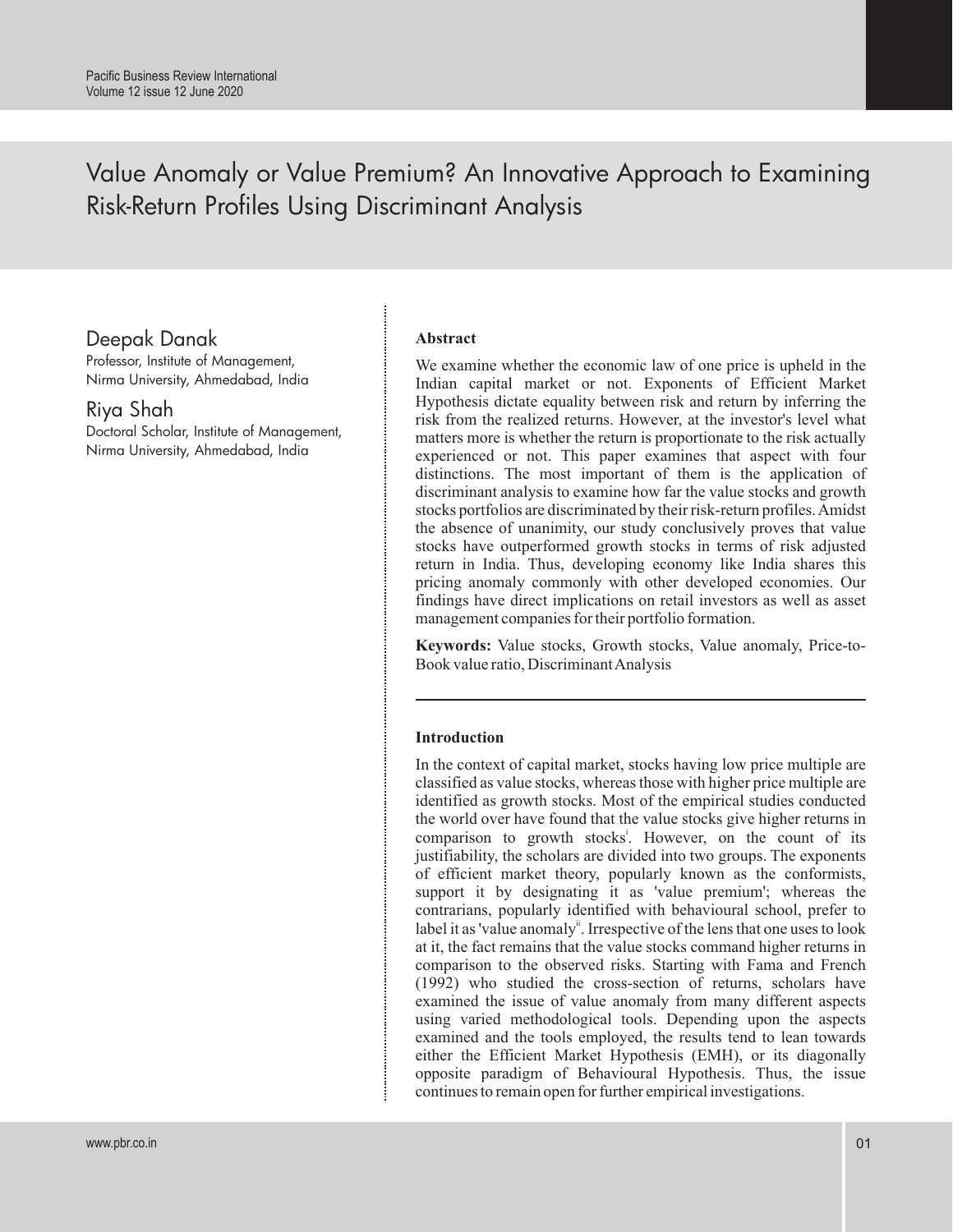# Value Anomaly or Value Premium? An Innovative Approach to Examining Risk-Return Profiles Using Discriminant Analysis

**Deepak Danak**
Professor, Institute of Management,
Nirma University, Ahmedabad, India

**Riya Shah**
Doctoral Scholar, Institute of Management,
Nirma University, Ahmedabad, India

## Abstract

We examine whether the economic law of one price is upheld in the Indian capital market or not. Exponents of Efficient Market Hypothesis dictate equality between risk and return by inferring the risk from the realized returns. However, at the investor's level what matters more is whether the return is proportionate to the risk actually experienced or not. This paper examines that aspect with four distinctions. The most important of them is the application of discriminant analysis to examine how far the value stocks and growth stocks portfolios are discriminated by their risk-return profiles. Amidst the absence of unanimity, our study conclusively proves that value stocks have outperformed growth stocks in terms of risk adjusted return in India. Thus, developing economy like India shares this pricing anomaly commonly with other developed economies. Our findings have direct implications on retail investors as well as asset management companies for their portfolio formation.

**Keywords:** Value stocks, Growth stocks, Value anomaly, Price-to-Book value ratio, Discriminant Analysis

## Introduction

In the context of capital market, stocks having low price multiple are classified as value stocks, whereas those with higher price multiple are identified as growth stocks. Most of the empirical studies conducted the world over have found that the value stocks give higher returns in comparison to growth stocks[i]. However, on the count of its justifiability, the scholars are divided into two groups. The exponents of efficient market theory, popularly known as the conformists, support it by designating it as 'value premium'; whereas the contrarians, popularly identified with behavioural school, prefer to label it as 'value anomaly[ii]. Irrespective of the lens that one uses to look at it, the fact remains that the value stocks command higher returns in comparison to the observed risks. Starting with Fama and French (1992) who studied the cross-section of returns, scholars have examined the issue of value anomaly from many different aspects using varied methodological tools. Depending upon the aspects examined and the tools employed, the results tend to lean towards either the Efficient Market Hypothesis (EMH), or its diagonally opposite paradigm of Behavioural Hypothesis. Thus, the issue continues to remain open for further empirical investigations.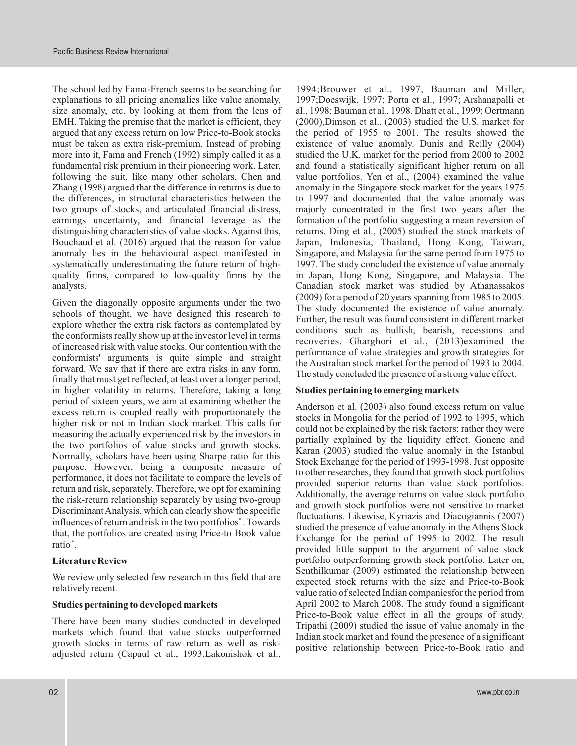The school led by Fama-French seems to be searching for explanations to all pricing anomalies like value anomaly, size anomaly, etc. by looking at them from the lens of EMH. Taking the premise that the market is efficient, they argued that any excess return on low Price-to-Book stocks must be taken as extra risk-premium. Instead of probing more into it, Fama and French (1992) simply called it as a fundamental risk premium in their pioneering work. Later, following the suit, like many other scholars, Chen and Zhang (1998) argued that the difference in returns is due to the differences, in structural characteristics between the two groups of stocks, and articulated financial distress, earnings uncertainty, and financial leverage as the distinguishing characteristics of value stocks. Against this, Bouchaud et al. (2016) argued that the reason for value anomaly lies in the behavioural aspect manifested in systematically underestimating the future return of high-quality firms, compared to low-quality firms by the analysts.

Given the diagonally opposite arguments under the two schools of thought, we have designed this research to explore whether the extra risk factors as contemplated by the conformists really show up at the investor level in terms of increased risk with value stocks. Our contention with the conformists' arguments is quite simple and straight forward. We say that if there are extra risks in any form, finally that must get reflected, at least over a longer period, in higher volatility in returns. Therefore, taking a long period of sixteen years, we aim at examining whether the excess return is coupled really with proportionately the higher risk or not in Indian stock market. This calls for measuring the actually experienced risk by the investors in the two portfolios of value stocks and growth stocks. Normally, scholars have been using Sharpe ratio for this purpose. However, being a composite measure of performance, it does not facilitate to compare the levels of return and risk, separately. Therefore, we opt for examining the risk-return relationship separately by using two-group Discriminant Analysis, which can clearly show the specific influences of return and risk in the two portfolios[iii]. Towards that, the portfolios are created using Price-to Book value ratio[iv].

## Literature Review

We review only selected few research in this field that are relatively recent.

### Studies pertaining to developed markets

There have been many studies conducted in developed markets which found that value stocks outperformed growth stocks in terms of raw return as well as risk-adjusted return (Capaul et al., 1993;Lakonishok et al., 1994;Brouwer et al., 1997, Bauman and Miller, 1997;Doeswijk, 1997; Porta et al., 1997; Arshanapalli et al., 1998; Bauman et al., 1998. Dhatt et al., 1999; Oertmann (2000),Dimson et al., (2003) studied the U.S. market for the period of 1955 to 2001. The results showed the existence of value anomaly. Dunis and Reilly (2004) studied the U.K. market for the period from 2000 to 2002 and found a statistically significant higher return on all value portfolios. Yen et al., (2004) examined the value anomaly in the Singapore stock market for the years 1975 to 1997 and documented that the value anomaly was majorly concentrated in the first two years after the formation of the portfolio suggesting a mean reversion of returns. Ding et al., (2005) studied the stock markets of Japan, Indonesia, Thailand, Hong Kong, Taiwan, Singapore, and Malaysia for the same period from 1975 to 1997. The study concluded the existence of value anomaly in Japan, Hong Kong, Singapore, and Malaysia. The Canadian stock market was studied by Athanassakos (2009) for a period of 20 years spanning from 1985 to 2005. The study documented the existence of value anomaly. Further, the result was found consistent in different market conditions such as bullish, bearish, recessions and recoveries. Gharghori et al., (2013)examined the performance of value strategies and growth strategies for the Australian stock market for the period of 1993 to 2004. The study concluded the presence of a strong value effect.

### Studies pertaining to emerging markets

Anderson et al. (2003) also found excess return on value stocks in Mongolia for the period of 1992 to 1995, which could not be explained by the risk factors; rather they were partially explained by the liquidity effect. Gonenc and Karan (2003) studied the value anomaly in the Istanbul Stock Exchange for the period of 1993-1998. Just opposite to other researches, they found that growth stock portfolios provided superior returns than value stock portfolios. Additionally, the average returns on value stock portfolio and growth stock portfolios were not sensitive to market fluctuations. Likewise, Kyriazis and Diacogiannis (2007) studied the presence of value anomaly in the Athens Stock Exchange for the period of 1995 to 2002. The result provided little support to the argument of value stock portfolio outperforming growth stock portfolio. Later on, Senthilkumar (2009) estimated the relationship between expected stock returns with the size and Price-to-Book value ratio of selected Indian companiesfor the period from April 2002 to March 2008. The study found a significant Price-to-Book value effect in all the groups of study. Tripathi (2009) studied the issue of value anomaly in the Indian stock market and found the presence of a significant positive relationship between Price-to-Book ratio and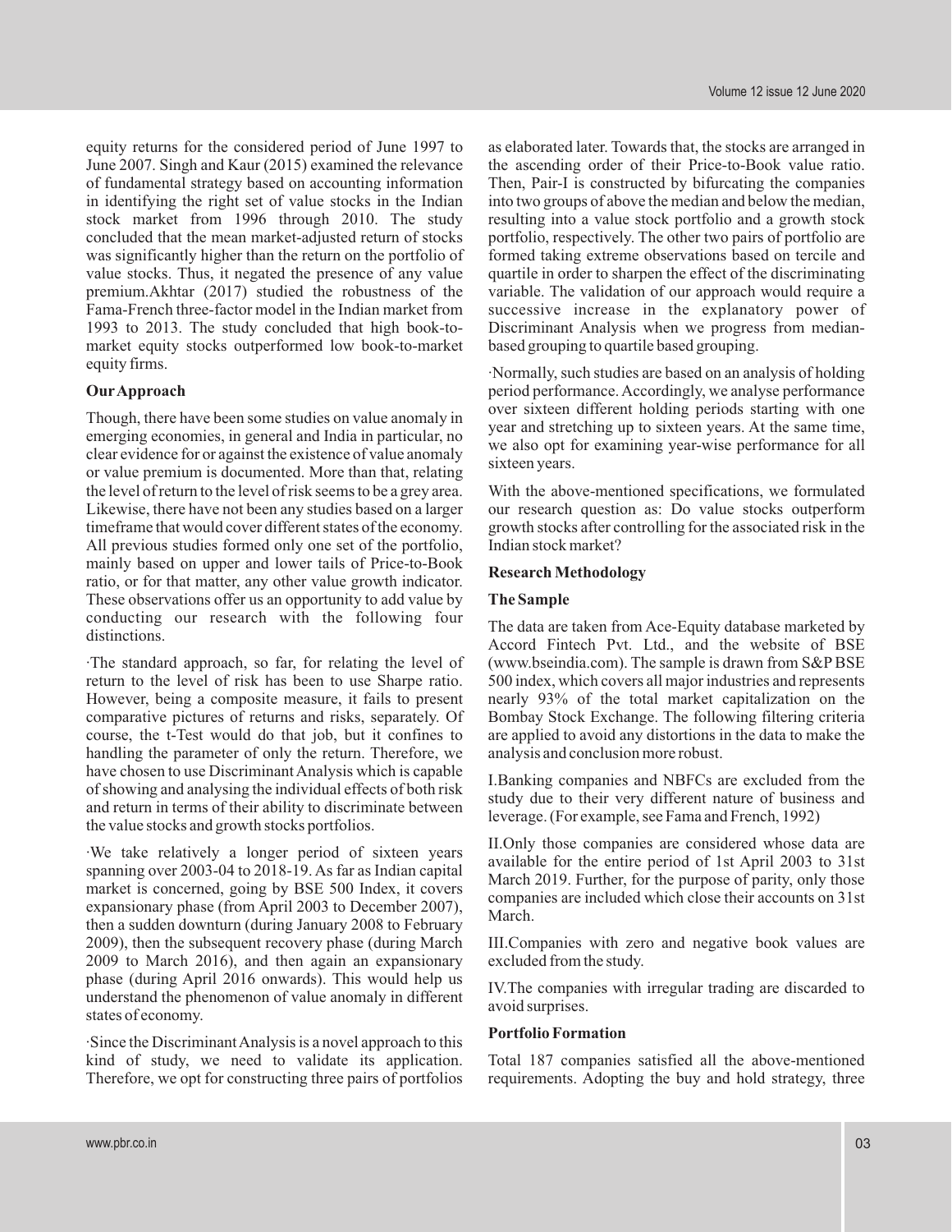equity returns for the considered period of June 1997 to June 2007. Singh and Kaur (2015) examined the relevance of fundamental strategy based on accounting information in identifying the right set of value stocks in the Indian stock market from 1996 through 2010. The study concluded that the mean market-adjusted return of stocks was significantly higher than the return on the portfolio of value stocks. Thus, it negated the presence of any value premium.Akhtar (2017) studied the robustness of the Fama-French three-factor model in the Indian market from 1993 to 2013. The study concluded that high book-to-market equity stocks outperformed low book-to-market equity firms.

### Our Approach

Though, there have been some studies on value anomaly in emerging economies, in general and India in particular, no clear evidence for or against the existence of value anomaly or value premium is documented. More than that, relating the level of return to the level of risk seems to be a grey area. Likewise, there have not been any studies based on a larger timeframe that would cover different states of the economy. All previous studies formed only one set of the portfolio, mainly based on upper and lower tails of Price-to-Book ratio, or for that matter, any other value growth indicator. These observations offer us an opportunity to add value by conducting our research with the following four distinctions.

- The standard approach, so far, for relating the level of return to the level of risk has been to use Sharpe ratio. However, being a composite measure, it fails to present comparative pictures of returns and risks, separately. Of course, the t-Test would do that job, but it confines to handling the parameter of only the return. Therefore, we have chosen to use Discriminant Analysis which is capable of showing and analysing the individual effects of both risk and return in terms of their ability to discriminate between the value stocks and growth stocks portfolios.
- We take relatively a longer period of sixteen years spanning over 2003-04 to 2018-19. As far as Indian capital market is concerned, going by BSE 500 Index, it covers expansionary phase (from April 2003 to December 2007), then a sudden downturn (during January 2008 to February 2009), then the subsequent recovery phase (during March 2009 to March 2016), and then again an expansionary phase (during April 2016 onwards). This would help us understand the phenomenon of value anomaly in different states of economy.
- Since the Discriminant Analysis is a novel approach to this kind of study, we need to validate its application. Therefore, we opt for constructing three pairs of portfolios as elaborated later. Towards that, the stocks are arranged in the ascending order of their Price-to-Book value ratio. Then, Pair-I is constructed by bifurcating the companies into two groups of above the median and below the median, resulting into a value stock portfolio and a growth stock portfolio, respectively. The other two pairs of portfolio are formed taking extreme observations based on tercile and quartile in order to sharpen the effect of the discriminating variable. The validation of our approach would require a successive increase in the explanatory power of Discriminant Analysis when we progress from median-based grouping to quartile based grouping.
- Normally, such studies are based on an analysis of holding period performance. Accordingly, we analyse performance over sixteen different holding periods starting with one year and stretching up to sixteen years. At the same time, we also opt for examining year-wise performance for all sixteen years.

With the above-mentioned specifications, we formulated our research question as: Do value stocks outperform growth stocks after controlling for the associated risk in the Indian stock market?

## Research Methodology

### The Sample

The data are taken from Ace-Equity database marketed by Accord Fintech Pvt. Ltd., and the website of BSE (www.bseindia.com). The sample is drawn from S&P BSE 500 index, which covers all major industries and represents nearly 93% of the total market capitalization on the Bombay Stock Exchange. The following filtering criteria are applied to avoid any distortions in the data to make the analysis and conclusion more robust.

I. Banking companies and NBFCs are excluded from the study due to their very different nature of business and leverage. (For example, see Fama and French, 1992)

II. Only those companies are considered whose data are available for the entire period of 1st April 2003 to 31st March 2019. Further, for the purpose of parity, only those companies are included which close their accounts on 31st March.

III. Companies with zero and negative book values are excluded from the study.

IV. The companies with irregular trading are discarded to avoid surprises.

### Portfolio Formation

Total 187 companies satisfied all the above-mentioned requirements. Adopting the buy and hold strategy, three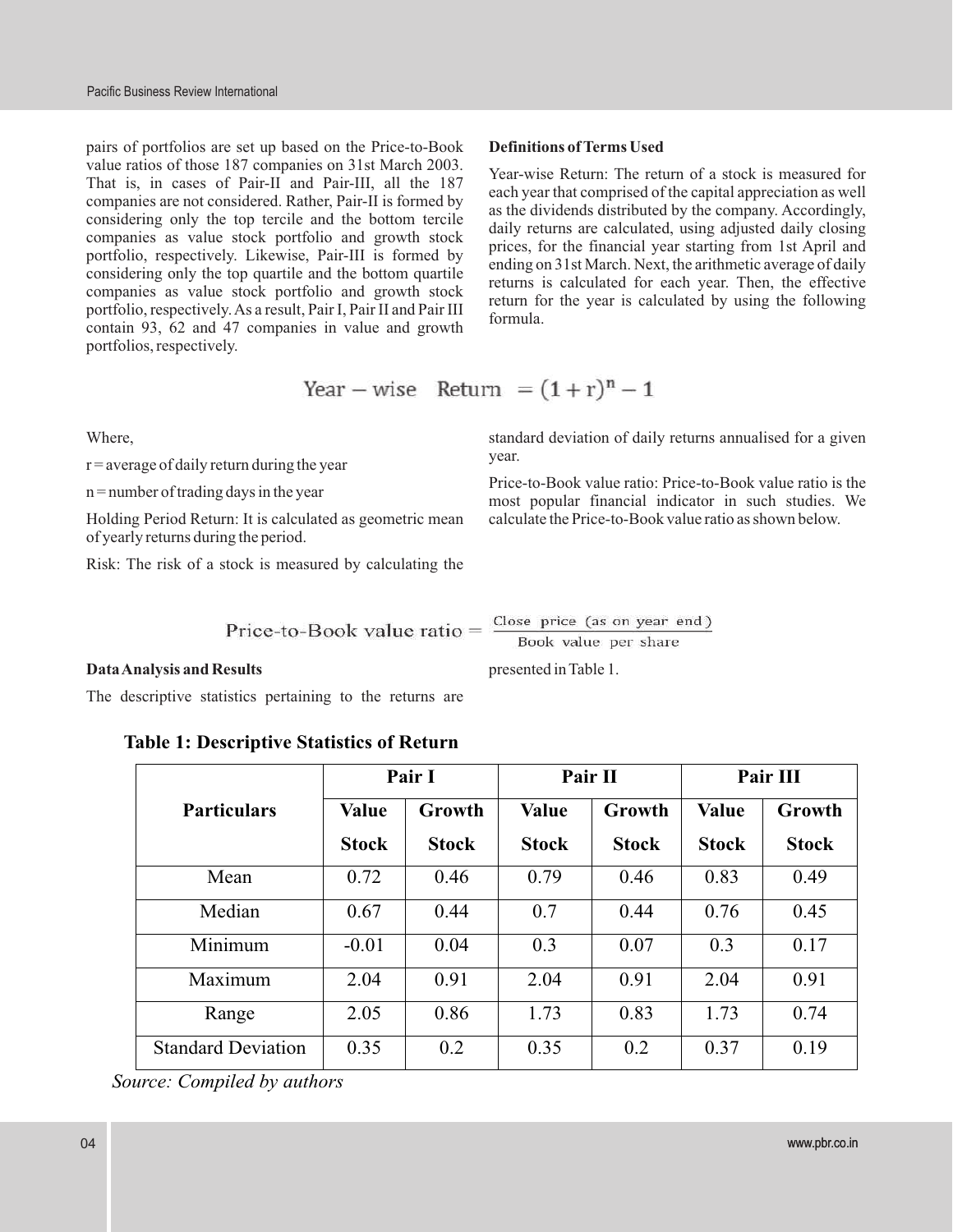pairs of portfolios are set up based on the Price-to-Book value ratios of those 187 companies on 31st March 2003. That is, in cases of Pair-II and Pair-III, all the 187 companies are not considered. Rather, Pair-II is formed by considering only the top tercile and the bottom tercile companies as value stock portfolio and growth stock portfolio, respectively. Likewise, Pair-III is formed by considering only the top quartile and the bottom quartile companies as value stock portfolio and growth stock portfolio, respectively. As a result, Pair I, Pair II and Pair III contain 93, 62 and 47 companies in value and growth portfolios, respectively.

**Definitions of Terms Used**

Year-wise Return: The return of a stock is measured for each year that comprised of the capital appreciation as well as the dividends distributed by the company. Accordingly, daily returns are calculated, using adjusted daily closing prices, for the financial year starting from 1st April and ending on 31st March. Next, the arithmetic average of daily returns is calculated for each year. Then, the effective return for the year is calculated by using the following formula.

$$\text{Year-wise Return} = (1+r)^n - 1$$

Where,

$r$ = average of daily return during the year

$n$ = number of trading days in the year

Holding Period Return: It is calculated as geometric mean of yearly returns during the period.

Risk: The risk of a stock is measured by calculating the standard deviation of daily returns annualised for a given year.

Price-to-Book value ratio: Price-to-Book value ratio is the most popular financial indicator in such studies. We calculate the Price-to-Book value ratio as shown below.

$$\text{Price-to-Book value ratio} = \frac{\text{Close price (as on year end)}}{\text{Book value per share}}$$

**Data Analysis and Results**

The descriptive statistics pertaining to the returns are presented in Table 1.

**Table 1: Descriptive Statistics of Return**

| Particulars | Pair I | | Pair II | | Pair III | |
|---|---|---|---|---|---|---|
| | Value Stock | Growth Stock | Value Stock | Growth Stock | Value Stock | Growth Stock |
| Mean | 0.72 | 0.46 | 0.79 | 0.46 | 0.83 | 0.49 |
| Median | 0.67 | 0.44 | 0.7 | 0.44 | 0.76 | 0.45 |
| Minimum | -0.01 | 0.04 | 0.3 | 0.07 | 0.3 | 0.17 |
| Maximum | 2.04 | 0.91 | 2.04 | 0.91 | 2.04 | 0.91 |
| Range | 2.05 | 0.86 | 1.73 | 0.83 | 1.73 | 0.74 |
| Standard Deviation | 0.35 | 0.2 | 0.35 | 0.2 | 0.37 | 0.19 |

*Source: Compiled by authors*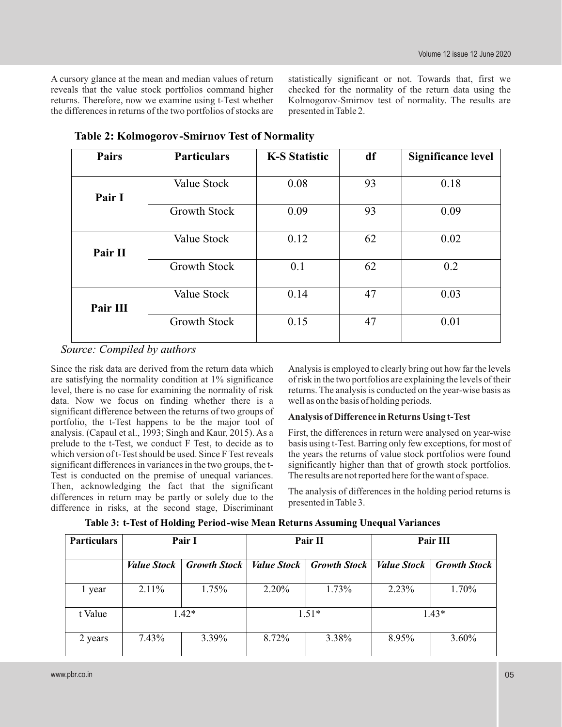A cursory glance at the mean and median values of return reveals that the value stock portfolios command higher returns. Therefore, now we examine using t-Test whether the differences in returns of the two portfolios of stocks are statistically significant or not. Towards that, first we checked for the normality of the return data using the Kolmogorov-Smirnov test of normality. The results are presented in Table 2.

**Table 2: Kolmogorov-Smirnov Test of Normality**

| Pairs | Particulars | K-S Statistic | df | Significance level |
|---|---|---|---|---|
| Pair I | Value Stock | 0.08 | 93 | 0.18 |
| | Growth Stock | 0.09 | 93 | 0.09 |
| Pair II | Value Stock | 0.12 | 62 | 0.02 |
| | Growth Stock | 0.1 | 62 | 0.2 |
| Pair III | Value Stock | 0.14 | 47 | 0.03 |
| | Growth Stock | 0.15 | 47 | 0.01 |

*Source: Compiled by authors*

Since the risk data are derived from the return data which are satisfying the normality condition at 1% significance level, there is no case for examining the normality of risk data. Now we focus on finding whether there is a significant difference between the returns of two groups of portfolio, the t-Test happens to be the major tool of analysis. (Capaul et al., 1993; Singh and Kaur, 2015). As a prelude to the t-Test, we conduct F Test, to decide as to which version of t-Test should be used. Since F Test reveals significant differences in variances in the two groups, the t-Test is conducted on the premise of unequal variances. Then, acknowledging the fact that the significant differences in return may be partly or solely due to the difference in risks, at the second stage, Discriminant Analysis is employed to clearly bring out how far the levels of risk in the two portfolios are explaining the levels of their returns. The analysis is conducted on the year-wise basis as well as on the basis of holding periods.

**Analysis of Difference in Returns Using t-Test**

First, the differences in return were analysed on year-wise basis using t-Test. Barring only few exceptions, for most of the years the returns of value stock portfolios were found significantly higher than that of growth stock portfolios. The results are not reported here for the want of space.

The analysis of differences in the holding period returns is presented in Table 3.

**Table 3: t-Test of Holding Period-wise Mean Returns Assuming Unequal Variances**

| Particulars | Pair I | | Pair II | | Pair III | |
|---|---|---|---|---|---|---|
| | *Value Stock* | *Growth Stock* | *Value Stock* | *Growth Stock* | *Value Stock* | *Growth Stock* |
| 1 year | 2.11% | 1.75% | 2.20% | 1.73% | 2.23% | 1.70% |
| t Value | 1.42* | | 1.51* | | 1.43* | |
| 2 years | 7.43% | 3.39% | 8.72% | 3.38% | 8.95% | 3.60% |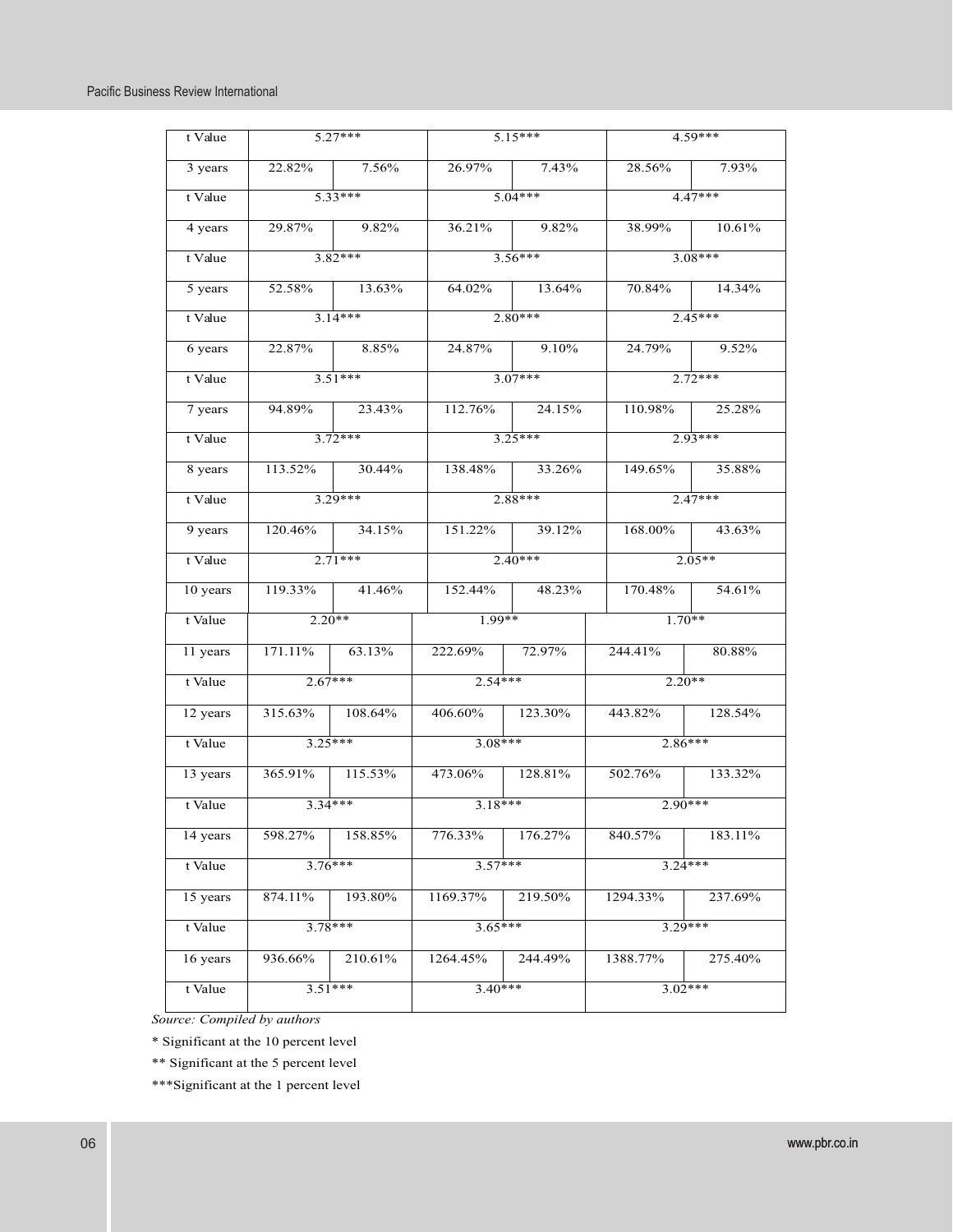| t Value | 5.27*** | | 5.15*** | | 4.59*** | |
|---|---|---|---|---|---|---|
| 3 years | 22.82% | 7.56% | 26.97% | 7.43% | 28.56% | 7.93% |
| t Value | 5.33*** | | 5.04*** | | 4.47*** | |
| 4 years | 29.87% | 9.82% | 36.21% | 9.82% | 38.99% | 10.61% |
| t Value | 3.82*** | | 3.56*** | | 3.08*** | |
| 5 years | 52.58% | 13.63% | 64.02% | 13.64% | 70.84% | 14.34% |
| t Value | 3.14*** | | 2.80*** | | 2.45*** | |
| 6 years | 22.87% | 8.85% | 24.87% | 9.10% | 24.79% | 9.52% |
| t Value | 3.51*** | | 3.07*** | | 2.72*** | |
| 7 years | 94.89% | 23.43% | 112.76% | 24.15% | 110.98% | 25.28% |
| t Value | 3.72*** | | 3.25*** | | 2.93*** | |
| 8 years | 113.52% | 30.44% | 138.48% | 33.26% | 149.65% | 35.88% |
| t Value | 3.29*** | | 2.88*** | | 2.47*** | |
| 9 years | 120.46% | 34.15% | 151.22% | 39.12% | 168.00% | 43.63% |
| t Value | 2.71*** | | 2.40*** | | 2.05** | |
| 10 years | 119.33% | 41.46% | 152.44% | 48.23% | 170.48% | 54.61% |
| t Value | 2.20** | | 1.99** | | 1.70** | |
| 11 years | 171.11% | 63.13% | 222.69% | 72.97% | 244.41% | 80.88% |
| t Value | 2.67*** | | 2.54*** | | 2.20** | |
| 12 years | 315.63% | 108.64% | 406.60% | 123.30% | 443.82% | 128.54% |
| t Value | 3.25*** | | 3.08*** | | 2.86*** | |
| 13 years | 365.91% | 115.53% | 473.06% | 128.81% | 502.76% | 133.32% |
| t Value | 3.34*** | | 3.18*** | | 2.90*** | |
| 14 years | 598.27% | 158.85% | 776.33% | 176.27% | 840.57% | 183.11% |
| t Value | 3.76*** | | 3.57*** | | 3.24*** | |
| 15 years | 874.11% | 193.80% | 1169.37% | 219.50% | 1294.33% | 237.69% |
| t Value | 3.78*** | | 3.65*** | | 3.29*** | |
| 16 years | 936.66% | 210.61% | 1264.45% | 244.49% | 1388.77% | 275.40% |
| t Value | 3.51*** | | 3.40*** | | 3.02*** | |

*Source: Compiled by authors*

\* Significant at the 10 percent level

\** Significant at the 5 percent level

\***Significant at the 1 percent level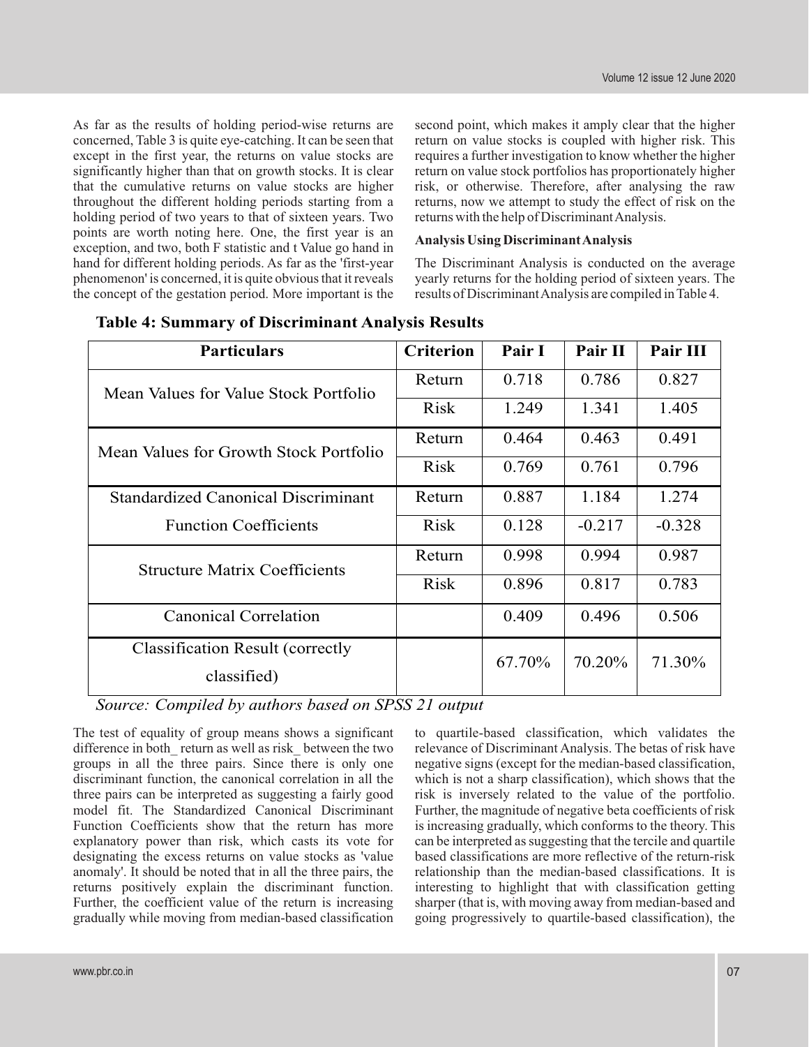As far as the results of holding period-wise returns are concerned, Table 3 is quite eye-catching. It can be seen that except in the first year, the returns on value stocks are significantly higher than that on growth stocks. It is clear that the cumulative returns on value stocks are higher throughout the different holding periods starting from a holding period of two years to that of sixteen years. Two points are worth noting here. One, the first year is an exception, and two, both F statistic and t Value go hand in hand for different holding periods. As far as the 'first-year phenomenon' is concerned, it is quite obvious that it reveals the concept of the gestation period. More important is the second point, which makes it amply clear that the higher return on value stocks is coupled with higher risk. This requires a further investigation to know whether the higher return on value stock portfolios has proportionately higher risk, or otherwise. Therefore, after analysing the raw returns, now we attempt to study the effect of risk on the returns with the help of Discriminant Analysis.

**Analysis Using Discriminant Analysis**

The Discriminant Analysis is conducted on the average yearly returns for the holding period of sixteen years. The results of Discriminant Analysis are compiled in Table 4.

**Table 4: Summary of Discriminant Analysis Results**

| Particulars | Criterion | Pair I | Pair II | Pair III |
|---|---|---|---|---|
| Mean Values for Value Stock Portfolio | Return | 0.718 | 0.786 | 0.827 |
| | Risk | 1.249 | 1.341 | 1.405 |
| Mean Values for Growth Stock Portfolio | Return | 0.464 | 0.463 | 0.491 |
| | Risk | 0.769 | 0.761 | 0.796 |
| Standardized Canonical Discriminant Function Coefficients | Return | 0.887 | 1.184 | 1.274 |
| | Risk | 0.128 | -0.217 | -0.328 |
| Structure Matrix Coefficients | Return | 0.998 | 0.994 | 0.987 |
| | Risk | 0.896 | 0.817 | 0.783 |
| Canonical Correlation | | 0.409 | 0.496 | 0.506 |
| Classification Result (correctly classified) | | 67.70% | 70.20% | 71.30% |

*Source: Compiled by authors based on SPSS 21 output*

The test of equality of group means shows a significant difference in both_ return as well as risk_ between the two groups in all the three pairs. Since there is only one discriminant function, the canonical correlation in all the three pairs can be interpreted as suggesting a fairly good model fit. The Standardized Canonical Discriminant Function Coefficients show that the return has more explanatory power than risk, which casts its vote for designating the excess returns on value stocks as 'value anomaly'. It should be noted that in all the three pairs, the returns positively explain the discriminant function. Further, the coefficient value of the return is increasing gradually while moving from median-based classification to quartile-based classification, which validates the relevance of Discriminant Analysis. The betas of risk have negative signs (except for the median-based classification, which is not a sharp classification), which shows that the risk is inversely related to the value of the portfolio. Further, the magnitude of negative beta coefficients of risk is increasing gradually, which conforms to the theory. This can be interpreted as suggesting that the tercile and quartile based classifications are more reflective of the return-risk relationship than the median-based classifications. It is interesting to highlight that with classification getting sharper (that is, with moving away from median-based and going progressively to quartile-based classification), the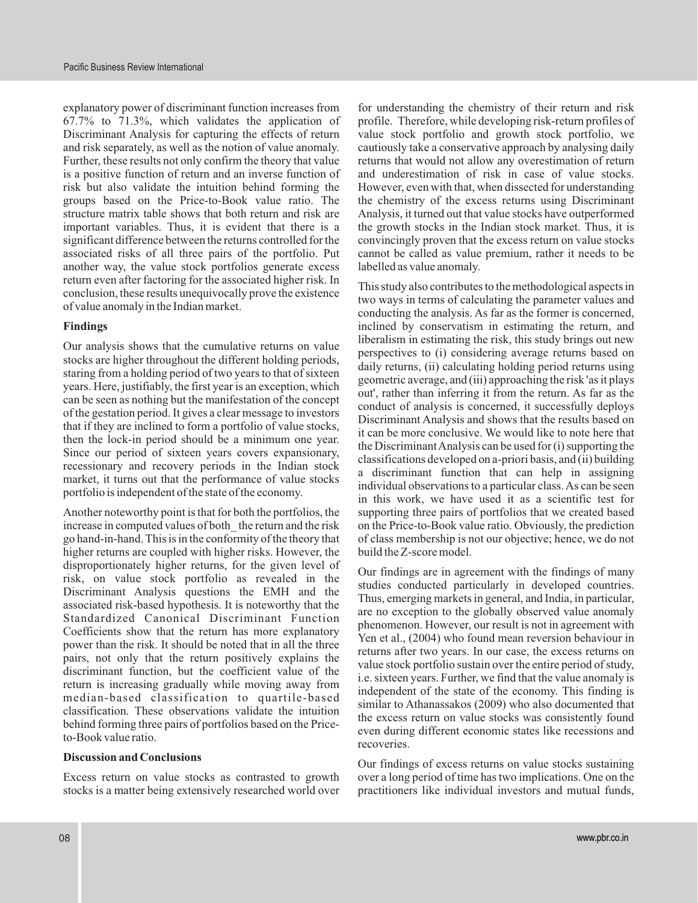explanatory power of discriminant function increases from 67.7% to 71.3%, which validates the application of Discriminant Analysis for capturing the effects of return and risk separately, as well as the notion of value anomaly. Further, these results not only confirm the theory that value is a positive function of return and an inverse function of risk but also validate the intuition behind forming the groups based on the Price-to-Book value ratio. The structure matrix table shows that both return and risk are important variables. Thus, it is evident that there is a significant difference between the returns controlled for the associated risks of all three pairs of the portfolio. Put another way, the value stock portfolios generate excess return even after factoring for the associated higher risk. In conclusion, these results unequivocally prove the existence of value anomaly in the Indian market.

**Findings**

Our analysis shows that the cumulative returns on value stocks are higher throughout the different holding periods, staring from a holding period of two years to that of sixteen years. Here, justifiably, the first year is an exception, which can be seen as nothing but the manifestation of the concept of the gestation period. It gives a clear message to investors that if they are inclined to form a portfolio of value stocks, then the lock-in period should be a minimum one year. Since our period of sixteen years covers expansionary, recessionary and recovery periods in the Indian stock market, it turns out that the performance of value stocks portfolio is independent of the state of the economy.

Another noteworthy point is that for both the portfolios, the increase in computed values of both_ the return and the risk go hand-in-hand. This is in the conformity of the theory that higher returns are coupled with higher risks. However, the disproportionately higher returns, for the given level of risk, on value stock portfolio as revealed in the Discriminant Analysis questions the EMH and the associated risk-based hypothesis. It is noteworthy that the Standardized Canonical Discriminant Function Coefficients show that the return has more explanatory power than the risk. It should be noted that in all the three pairs, not only that the return positively explains the discriminant function, but the coefficient value of the return is increasing gradually while moving away from median-based classification to quartile-based classification. These observations validate the intuition behind forming three pairs of portfolios based on the Price-to-Book value ratio.

**Discussion and Conclusions**

Excess return on value stocks as contrasted to growth stocks is a matter being extensively researched world over for understanding the chemistry of their return and risk profile. Therefore, while developing risk-return profiles of value stock portfolio and growth stock portfolio, we cautiously take a conservative approach by analysing daily returns that would not allow any overestimation of return and underestimation of risk in case of value stocks. However, even with that, when dissected for understanding the chemistry of the excess returns using Discriminant Analysis, it turned out that value stocks have outperformed the growth stocks in the Indian stock market. Thus, it is convincingly proven that the excess return on value stocks cannot be called as value premium, rather it needs to be labelled as value anomaly.

This study also contributes to the methodological aspects in two ways in terms of calculating the parameter values and conducting the analysis. As far as the former is concerned, inclined by conservatism in estimating the return, and liberalism in estimating the risk, this study brings out new perspectives to (i) considering average returns based on daily returns, (ii) calculating holding period returns using geometric average, and (iii) approaching the risk 'as it plays out', rather than inferring it from the return. As far as the conduct of analysis is concerned, it successfully deploys Discriminant Analysis and shows that the results based on it can be more conclusive. We would like to note here that the Discriminant Analysis can be used for (i) supporting the classifications developed on a-priori basis, and (ii) building a discriminant function that can help in assigning individual observations to a particular class. As can be seen in this work, we have used it as a scientific test for supporting three pairs of portfolios that we created based on the Price-to-Book value ratio. Obviously, the prediction of class membership is not our objective; hence, we do not build the Z-score model.

Our findings are in agreement with the findings of many studies conducted particularly in developed countries. Thus, emerging markets in general, and India, in particular, are no exception to the globally observed value anomaly phenomenon. However, our result is not in agreement with Yen et al., (2004) who found mean reversion behaviour in returns after two years. In our case, the excess returns on value stock portfolio sustain over the entire period of study, i.e. sixteen years. Further, we find that the value anomaly is independent of the state of the economy. This finding is similar to Athanassakos (2009) who also documented that the excess return on value stocks was consistently found even during different economic states like recessions and recoveries.

Our findings of excess returns on value stocks sustaining over a long period of time has two implications. One on the practitioners like individual investors and mutual funds,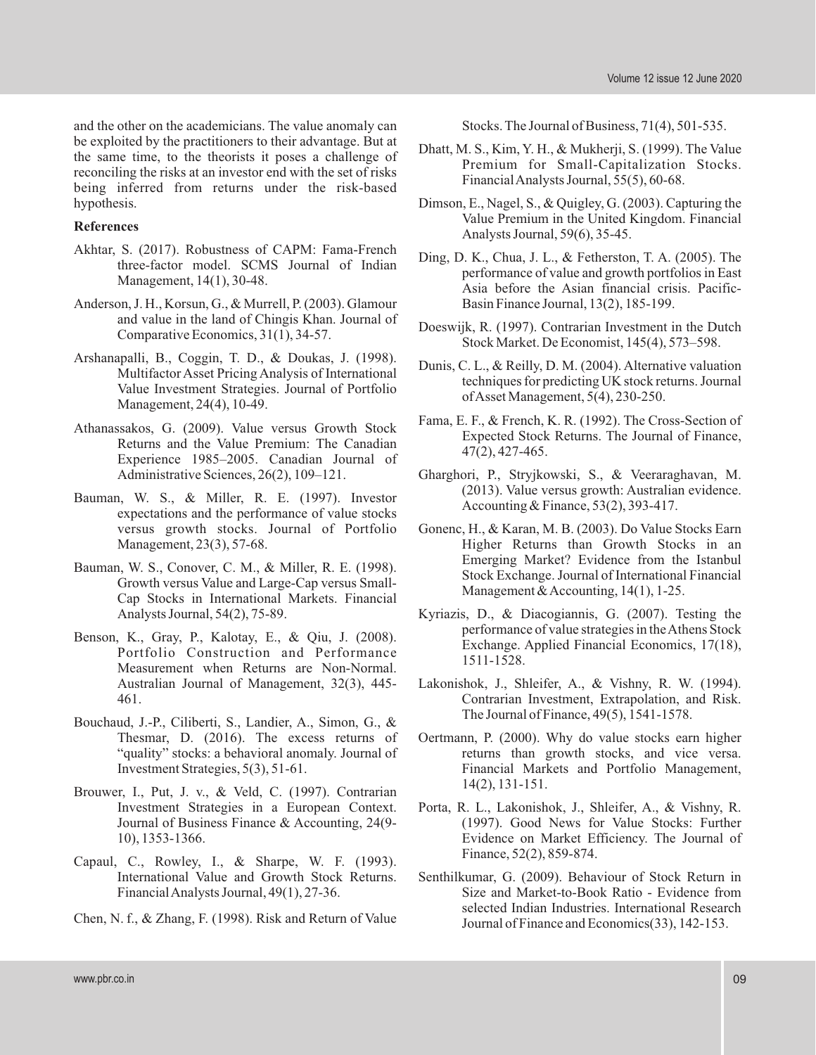and the other on the academicians. The value anomaly can be exploited by the practitioners to their advantage. But at the same time, to the theorists it poses a challenge of reconciling the risks at an investor end with the set of risks being inferred from returns under the risk-based hypothesis.

**References**

Akhtar, S. (2017). Robustness of CAPM: Fama-French three-factor model. SCMS Journal of Indian Management, 14(1), 30-48.

Anderson, J. H., Korsun, G., & Murrell, P. (2003). Glamour and value in the land of Chingis Khan. Journal of Comparative Economics, 31(1), 34-57.

Arshanapalli, B., Coggin, T. D., & Doukas, J. (1998). Multifactor Asset Pricing Analysis of International Value Investment Strategies. Journal of Portfolio Management, 24(4), 10-49.

Athanassakos, G. (2009). Value versus Growth Stock Returns and the Value Premium: The Canadian Experience 1985–2005. Canadian Journal of Administrative Sciences, 26(2), 109–121.

Bauman, W. S., & Miller, R. E. (1997). Investor expectations and the performance of value stocks versus growth stocks. Journal of Portfolio Management, 23(3), 57-68.

Bauman, W. S., Conover, C. M., & Miller, R. E. (1998). Growth versus Value and Large-Cap versus Small-Cap Stocks in International Markets. Financial Analysts Journal, 54(2), 75-89.

Benson, K., Gray, P., Kalotay, E., & Qiu, J. (2008). Portfolio Construction and Performance Measurement when Returns are Non-Normal. Australian Journal of Management, 32(3), 445-461.

Bouchaud, J.-P., Ciliberti, S., Landier, A., Simon, G., & Thesmar, D. (2016). The excess returns of "quality" stocks: a behavioral anomaly. Journal of Investment Strategies, 5(3), 51-61.

Brouwer, I., Put, J. v., & Veld, C. (1997). Contrarian Investment Strategies in a European Context. Journal of Business Finance & Accounting, 24(9-10), 1353-1366.

Capaul, C., Rowley, I., & Sharpe, W. F. (1993). International Value and Growth Stock Returns. Financial Analysts Journal, 49(1), 27-36.

Chen, N. f., & Zhang, F. (1998). Risk and Return of Value Stocks. The Journal of Business, 71(4), 501-535.

Dhatt, M. S., Kim, Y. H., & Mukherji, S. (1999). The Value Premium for Small-Capitalization Stocks. Financial Analysts Journal, 55(5), 60-68.

Dimson, E., Nagel, S., & Quigley, G. (2003). Capturing the Value Premium in the United Kingdom. Financial Analysts Journal, 59(6), 35-45.

Ding, D. K., Chua, J. L., & Fetherston, T. A. (2005). The performance of value and growth portfolios in East Asia before the Asian financial crisis. Pacific-Basin Finance Journal, 13(2), 185-199.

Doeswijk, R. (1997). Contrarian Investment in the Dutch Stock Market. De Economist, 145(4), 573–598.

Dunis, C. L., & Reilly, D. M. (2004). Alternative valuation techniques for predicting UK stock returns. Journal of Asset Management, 5(4), 230-250.

Fama, E. F., & French, K. R. (1992). The Cross-Section of Expected Stock Returns. The Journal of Finance, 47(2), 427-465.

Gharghori, P., Stryjkowski, S., & Veeraraghavan, M. (2013). Value versus growth: Australian evidence. Accounting & Finance, 53(2), 393-417.

Gonenc, H., & Karan, M. B. (2003). Do Value Stocks Earn Higher Returns than Growth Stocks in an Emerging Market? Evidence from the Istanbul Stock Exchange. Journal of International Financial Management & Accounting, 14(1), 1-25.

Kyriazis, D., & Diacogiannis, G. (2007). Testing the performance of value strategies in the Athens Stock Exchange. Applied Financial Economics, 17(18), 1511-1528.

Lakonishok, J., Shleifer, A., & Vishny, R. W. (1994). Contrarian Investment, Extrapolation, and Risk. The Journal of Finance, 49(5), 1541-1578.

Oertmann, P. (2000). Why do value stocks earn higher returns than growth stocks, and vice versa. Financial Markets and Portfolio Management, 14(2), 131-151.

Porta, R. L., Lakonishok, J., Shleifer, A., & Vishny, R. (1997). Good News for Value Stocks: Further Evidence on Market Efficiency. The Journal of Finance, 52(2), 859-874.

Senthilkumar, G. (2009). Behaviour of Stock Return in Size and Market-to-Book Ratio - Evidence from selected Indian Industries. International Research Journal of Finance and Economics(33), 142-153.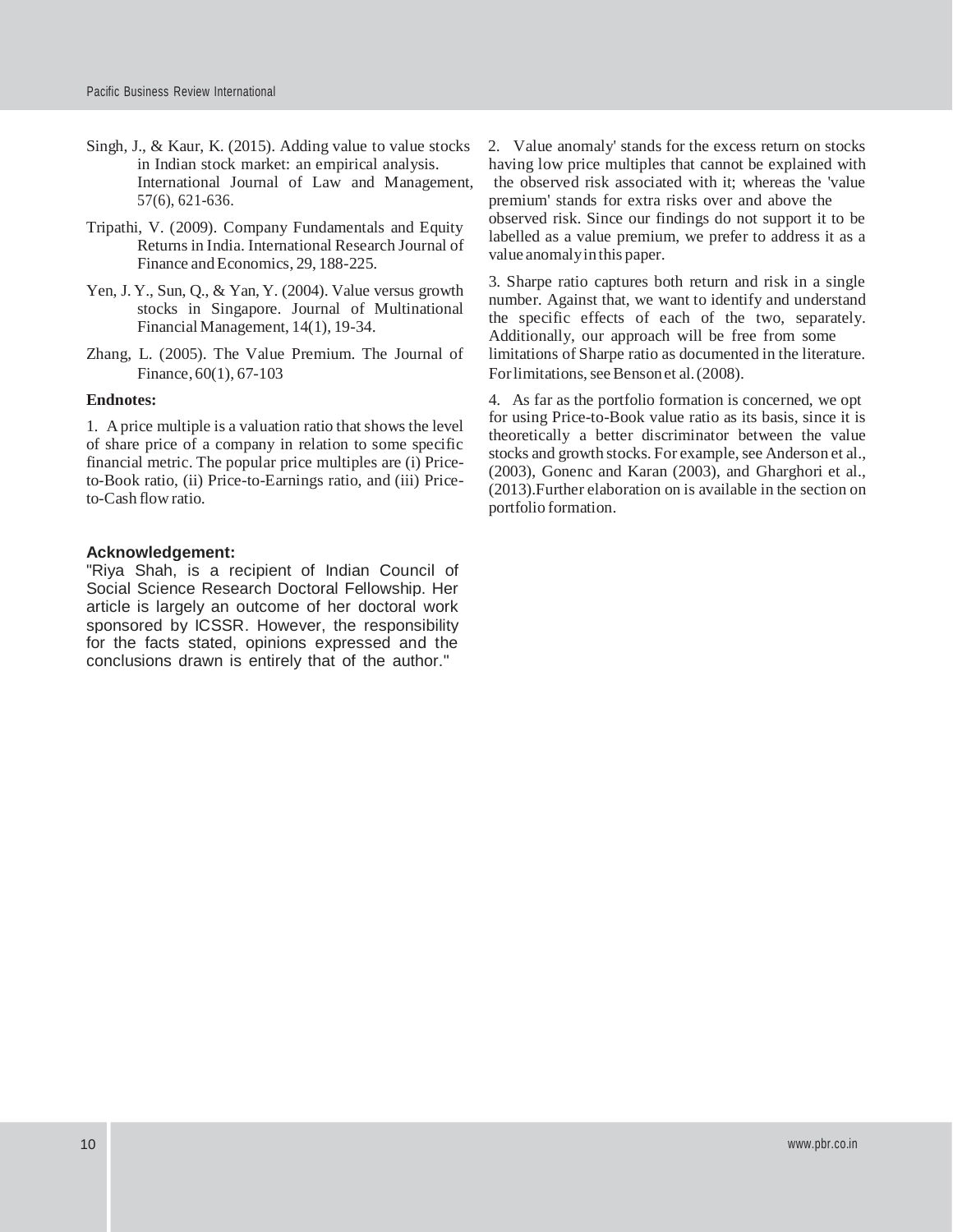Singh, J., & Kaur, K. (2015). Adding value to value stocks in Indian stock market: an empirical analysis. International Journal of Law and Management, 57(6), 621-636.

Tripathi, V. (2009). Company Fundamentals and Equity Returns in India. International Research Journal of Finance and Economics, 29, 188-225.

Yen, J. Y., Sun, Q., & Yan, Y. (2004). Value versus growth stocks in Singapore. Journal of Multinational Financial Management, 14(1), 19-34.

Zhang, L. (2005). The Value Premium. The Journal of Finance, 60(1), 67-103

**Endnotes:**

1. A price multiple is a valuation ratio that shows the level of share price of a company in relation to some specific financial metric. The popular price multiples are (i) Price-to-Book ratio, (ii) Price-to-Earnings ratio, and (iii) Price-to-Cash flow ratio.

### Acknowledgement:

"Riya Shah, is a recipient of Indian Council of Social Science Research Doctoral Fellowship. Her article is largely an outcome of her doctoral work sponsored by ICSSR. However, the responsibility for the facts stated, opinions expressed and the conclusions drawn is entirely that of the author."

2. Value anomaly' stands for the excess return on stocks having low price multiples that cannot be explained with the observed risk associated with it; whereas the 'value premium' stands for extra risks over and above the observed risk. Since our findings do not support it to be labelled as a value premium, we prefer to address it as a value anomaly in this paper.

3. Sharpe ratio captures both return and risk in a single number. Against that, we want to identify and understand the specific effects of each of the two, separately. Additionally, our approach will be free from some limitations of Sharpe ratio as documented in the literature. For limitations, see Benson et al. (2008).

4. As far as the portfolio formation is concerned, we opt for using Price-to-Book value ratio as its basis, since it is theoretically a better discriminator between the value stocks and growth stocks. For example, see Anderson et al., (2003), Gonenc and Karan (2003), and Gharghori et al., (2013).Further elaboration on is available in the section on portfolio formation.